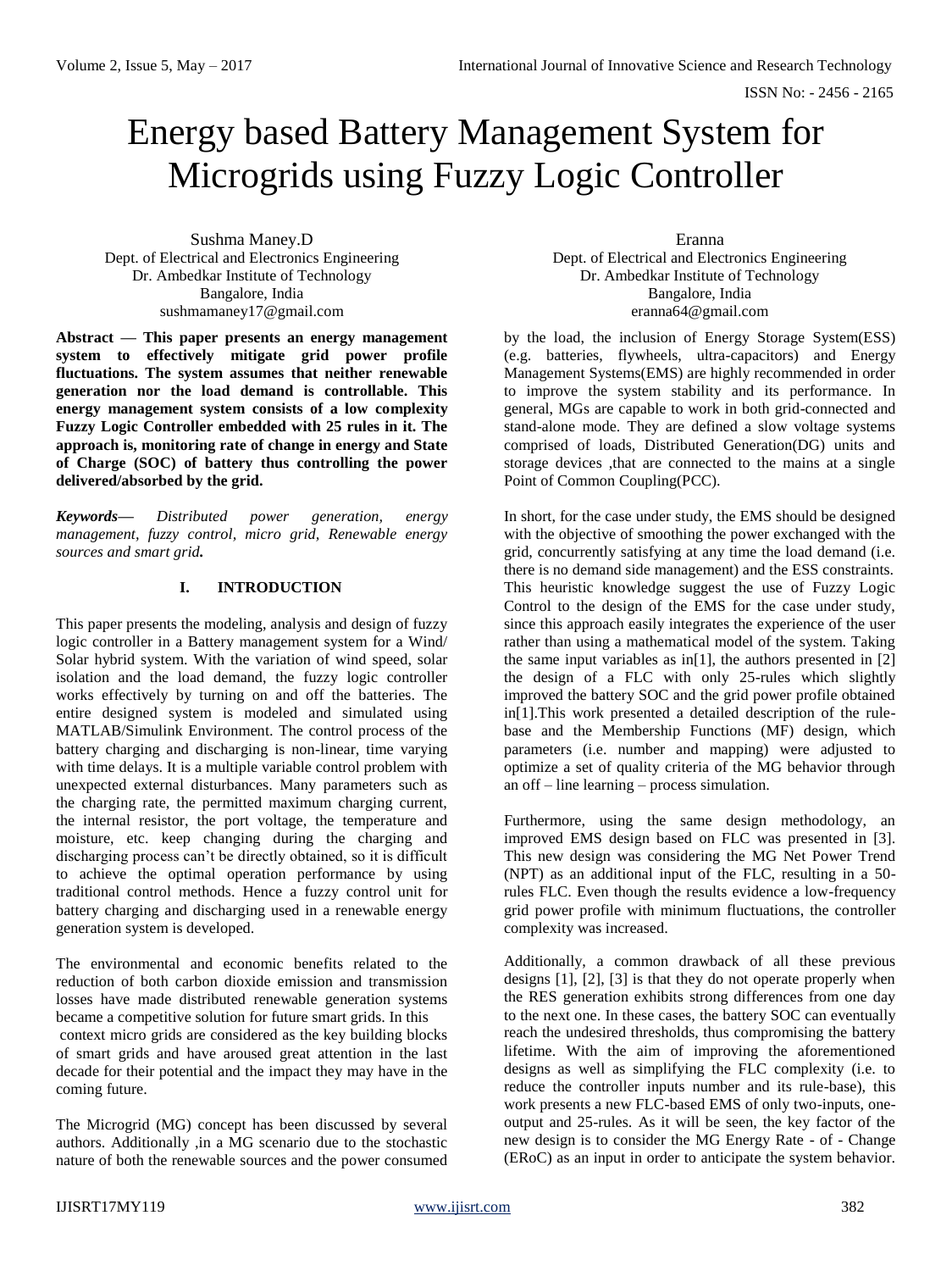# Energy based Battery Management System for Microgrids using Fuzzy Logic Controller

Sushma Maney.D
Dept. of Electrical and Electronics Engineering
Dr. Ambedkar Institute of Technology
Bangalore, India
sushmamaney17@gmail.com

Eranna
Dept. of Electrical and Electronics Engineering
Dr. Ambedkar Institute of Technology
Bangalore, India
eranna64@gmail.com

**Abstract — This paper presents an energy management system to effectively mitigate grid power profile fluctuations. The system assumes that neither renewable generation nor the load demand is controllable. This energy management system consists of a low complexity Fuzzy Logic Controller embedded with 25 rules in it. The approach is, monitoring rate of change in energy and State of Charge (SOC) of battery thus controlling the power delivered/absorbed by the grid.**

***Keywords—*** *Distributed power generation, energy management, fuzzy control, micro grid, Renewable energy sources and smart grid.*

## I. INTRODUCTION

This paper presents the modeling, analysis and design of fuzzy logic controller in a Battery management system for a Wind/ Solar hybrid system. With the variation of wind speed, solar isolation and the load demand, the fuzzy logic controller works effectively by turning on and off the batteries. The entire designed system is modeled and simulated using MATLAB/Simulink Environment. The control process of the battery charging and discharging is non-linear, time varying with time delays. It is a multiple variable control problem with unexpected external disturbances. Many parameters such as the charging rate, the permitted maximum charging current, the internal resistor, the port voltage, the temperature and moisture, etc. keep changing during the charging and discharging process can't be directly obtained, so it is difficult to achieve the optimal operation performance by using traditional control methods. Hence a fuzzy control unit for battery charging and discharging used in a renewable energy generation system is developed.

The environmental and economic benefits related to the reduction of both carbon dioxide emission and transmission losses have made distributed renewable generation systems became a competitive solution for future smart grids. In this context micro grids are considered as the key building blocks of smart grids and have aroused great attention in the last decade for their potential and the impact they may have in the coming future.

The Microgrid (MG) concept has been discussed by several authors. Additionally ,in a MG scenario due to the stochastic nature of both the renewable sources and the power consumed by the load, the inclusion of Energy Storage System(ESS) (e.g. batteries, flywheels, ultra-capacitors) and Energy Management Systems(EMS) are highly recommended in order to improve the system stability and its performance. In general, MGs are capable to work in both grid-connected and stand-alone mode. They are defined a slow voltage systems comprised of loads, Distributed Generation(DG) units and storage devices ,that are connected to the mains at a single Point of Common Coupling(PCC).

In short, for the case under study, the EMS should be designed with the objective of smoothing the power exchanged with the grid, concurrently satisfying at any time the load demand (i.e. there is no demand side management) and the ESS constraints. This heuristic knowledge suggest the use of Fuzzy Logic Control to the design of the EMS for the case under study, since this approach easily integrates the experience of the user rather than using a mathematical model of the system. Taking the same input variables as in[1], the authors presented in [2] the design of a FLC with only 25-rules which slightly improved the battery SOC and the grid power profile obtained in[1].This work presented a detailed description of the rule-base and the Membership Functions (MF) design, which parameters (i.e. number and mapping) were adjusted to optimize a set of quality criteria of the MG behavior through an off – line learning – process simulation.

Furthermore, using the same design methodology, an improved EMS design based on FLC was presented in [3]. This new design was considering the MG Net Power Trend (NPT) as an additional input of the FLC, resulting in a 50-rules FLC. Even though the results evidence a low-frequency grid power profile with minimum fluctuations, the controller complexity was increased.

Additionally, a common drawback of all these previous designs [1], [2], [3] is that they do not operate properly when the RES generation exhibits strong differences from one day to the next one. In these cases, the battery SOC can eventually reach the undesired thresholds, thus compromising the battery lifetime. With the aim of improving the aforementioned designs as well as simplifying the FLC complexity (i.e. to reduce the controller inputs number and its rule-base), this work presents a new FLC-based EMS of only two-inputs, one-output and 25-rules. As it will be seen, the key factor of the new design is to consider the MG Energy Rate - of - Change (ERoC) as an input in order to anticipate the system behavior.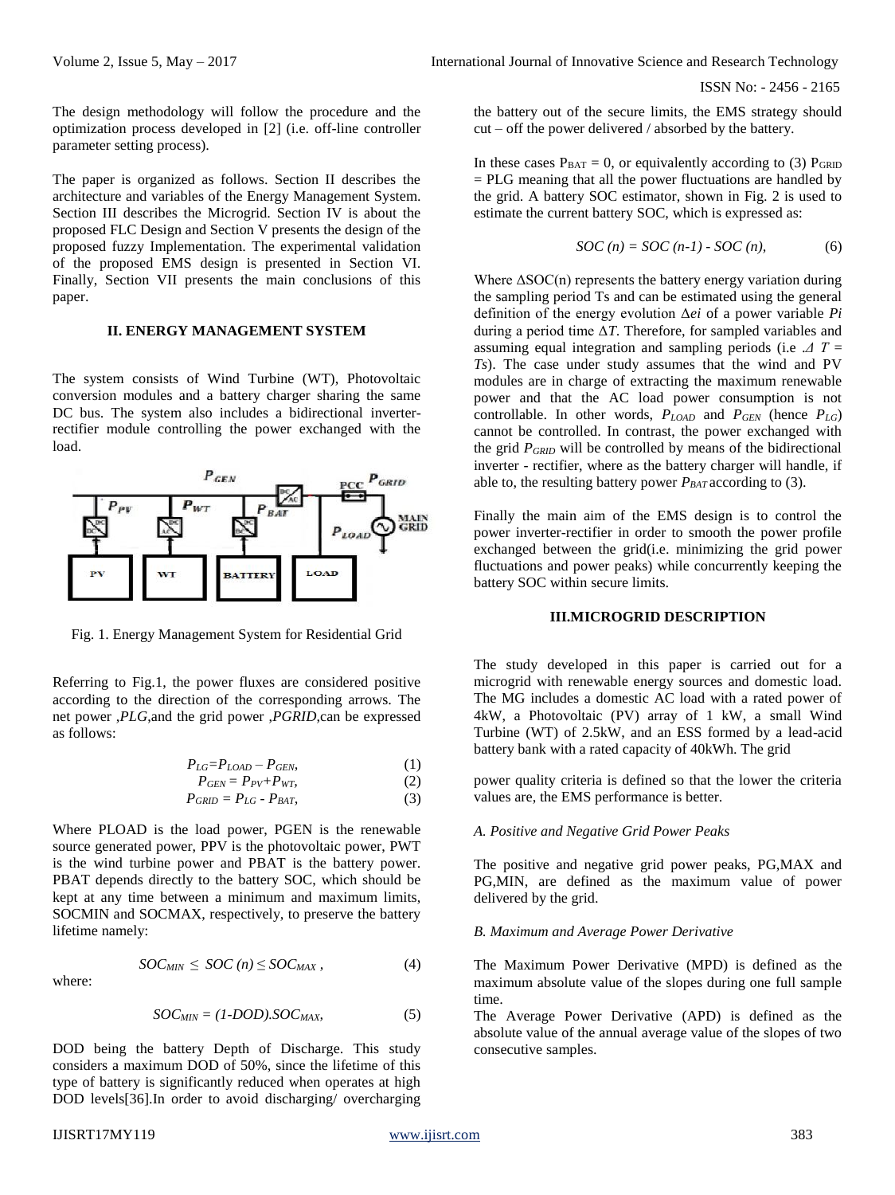The design methodology will follow the procedure and the optimization process developed in [2] (i.e. off-line controller parameter setting process).

The paper is organized as follows. Section II describes the architecture and variables of the Energy Management System. Section III describes the Microgrid. Section IV is about the proposed FLC Design and Section V presents the design of the proposed fuzzy Implementation. The experimental validation of the proposed EMS design is presented in Section VI. Finally, Section VII presents the main conclusions of this paper.

## II. ENERGY MANAGEMENT SYSTEM

The system consists of Wind Turbine (WT), Photovoltaic conversion modules and a battery charger sharing the same DC bus. The system also includes a bidirectional inverter-rectifier module controlling the power exchanged with the load.

Fig. 1. Energy Management System for Residential Grid

Referring to Fig.1, the power fluxes are considered positive according to the direction of the corresponding arrows. The net power ,*PLG*,and the grid power ,*PGRID*,can be expressed as follows:

$$P_{LG}=P_{LOAD} - P_{GEN}, \quad (1)$$

$$P_{GEN} = P_{PV}+P_{WT}, \quad (2)$$

$$P_{GRID} = P_{LG} - P_{BAT}, \quad (3)$$

Where PLOAD is the load power, PGEN is the renewable source generated power, PPV is the photovoltaic power, PWT is the wind turbine power and PBAT is the battery power. PBAT depends directly to the battery SOC, which should be kept at any time between a minimum and maximum limits, SOCMIN and SOCMAX, respectively, to preserve the battery lifetime namely:

$$SOC_{MIN} \leq SOC(n) \leq SOC_{MAX}, \quad (4)$$

where:

$$SOC_{MIN} = (1-DOD).SOC_{MAX}, \quad (5)$$

DOD being the battery Depth of Discharge. This study considers a maximum DOD of 50%, since the lifetime of this type of battery is significantly reduced when operates at high DOD levels[36].In order to avoid discharging/ overcharging the battery out of the secure limits, the EMS strategy should cut – off the power delivered / absorbed by the battery.

In these cases $P_{BAT} = 0$, or equivalently according to (3) $P_{GRID}$ = PLG meaning that all the power fluctuations are handled by the grid. A battery SOC estimator, shown in Fig. 2 is used to estimate the current battery SOC, which is expressed as:

$$SOC(n) = SOC(n-1) - SOC(n), \quad (6)$$

Where ΔSOC(n) represents the battery energy variation during the sampling period Ts and can be estimated using the general definition of the energy evolution $\Delta e_i$ of a power variable $P_i$ during a period time $\Delta T$. Therefore, for sampled variables and assuming equal integration and sampling periods (i.e $\Delta T = Ts$). The case under study assumes that the wind and PV modules are in charge of extracting the maximum renewable power and that the AC load power consumption is not controllable. In other words, $P_{LOAD}$ and $P_{GEN}$ (hence $P_{LG}$) cannot be controlled. In contrast, the power exchanged with the grid $P_{GRID}$ will be controlled by means of the bidirectional inverter - rectifier, where as the battery charger will handle, if able to, the resulting battery power $P_{BAT}$ according to (3).

Finally the main aim of the EMS design is to control the power inverter-rectifier in order to smooth the power profile exchanged between the grid(i.e. minimizing the grid power fluctuations and power peaks) while concurrently keeping the battery SOC within secure limits.

## III.MICROGRID DESCRIPTION

The study developed in this paper is carried out for a microgrid with renewable energy sources and domestic load. The MG includes a domestic AC load with a rated power of 4kW, a Photovoltaic (PV) array of 1 kW, a small Wind Turbine (WT) of 2.5kW, and an ESS formed by a lead-acid battery bank with a rated capacity of 40kWh. The grid

power quality criteria is defined so that the lower the criteria values are, the EMS performance is better.

### *A. Positive and Negative Grid Power Peaks*

The positive and negative grid power peaks, PG,MAX and PG,MIN, are defined as the maximum value of power delivered by the grid.

### *B. Maximum and Average Power Derivative*

The Maximum Power Derivative (MPD) is defined as the maximum absolute value of the slopes during one full sample time.

The Average Power Derivative (APD) is defined as the absolute value of the annual average value of the slopes of two consecutive samples.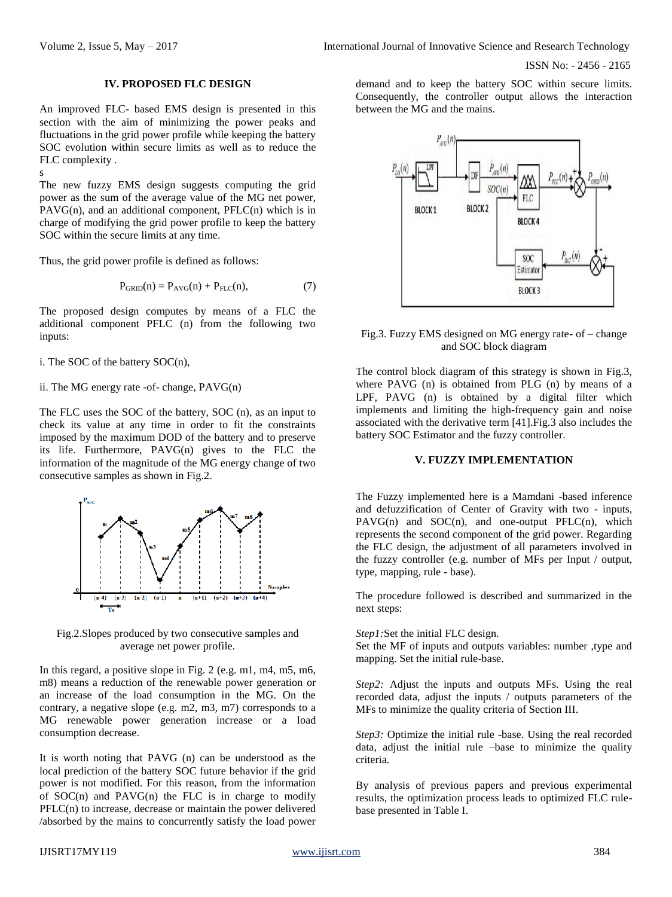## IV. PROPOSED FLC DESIGN

An improved FLC- based EMS design is presented in this section with the aim of minimizing the power peaks and fluctuations in the grid power profile while keeping the battery SOC evolution within secure limits as well as to reduce the FLC complexity .

s

The new fuzzy EMS design suggests computing the grid power as the sum of the average value of the MG net power, PAVG(n), and an additional component, PFLC(n) which is in charge of modifying the grid power profile to keep the battery SOC within the secure limits at any time.

Thus, the grid power profile is defined as follows:

$$P_{GRID}(n) = P_{AVG}(n) + P_{FLC}(n), \qquad (7)$$

The proposed design computes by means of a FLC the additional component PFLC (n) from the following two inputs:

i. The SOC of the battery SOC(n),

ii. The MG energy rate -of- change, PAVG(n)

The FLC uses the SOC of the battery, SOC (n), as an input to check its value at any time in order to fit the constraints imposed by the maximum DOD of the battery and to preserve its life. Furthermore, PAVG(n) gives to the FLC the information of the magnitude of the MG energy change of two consecutive samples as shown in Fig.2.

Fig.2.Slopes produced by two consecutive samples and average net power profile.

In this regard, a positive slope in Fig. 2 (e.g. m1, m4, m5, m6, m8) means a reduction of the renewable power generation or an increase of the load consumption in the MG. On the contrary, a negative slope (e.g. m2, m3, m7) corresponds to a MG renewable power generation increase or a load consumption decrease.

It is worth noting that PAVG (n) can be understood as the local prediction of the battery SOC future behavior if the grid power is not modified. For this reason, from the information of SOC(n) and PAVG(n) the FLC is in charge to modify PFLC(n) to increase, decrease or maintain the power delivered /absorbed by the mains to concurrently satisfy the load power demand and to keep the battery SOC within secure limits. Consequently, the controller output allows the interaction between the MG and the mains.

Fig.3. Fuzzy EMS designed on MG energy rate- of – change and SOC block diagram

The control block diagram of this strategy is shown in Fig.3, where PAVG (n) is obtained from PLG (n) by means of a LPF, PAVG (n) is obtained by a digital filter which implements and limiting the high-frequency gain and noise associated with the derivative term [41].Fig.3 also includes the battery SOC Estimator and the fuzzy controller.

## V. FUZZY IMPLEMENTATION

The Fuzzy implemented here is a Mamdani -based inference and defuzzification of Center of Gravity with two - inputs, PAVG(n) and SOC(n), and one-output PFLC(n), which represents the second component of the grid power. Regarding the FLC design, the adjustment of all parameters involved in the fuzzy controller (e.g. number of MFs per Input / output, type, mapping, rule - base).

The procedure followed is described and summarized in the next steps:

*Step1:*Set the initial FLC design.
Set the MF of inputs and outputs variables: number ,type and mapping. Set the initial rule-base.

*Step2:* Adjust the inputs and outputs MFs. Using the real recorded data, adjust the inputs / outputs parameters of the MFs to minimize the quality criteria of Section III.

*Step3:* Optimize the initial rule -base. Using the real recorded data, adjust the initial rule –base to minimize the quality criteria.

By analysis of previous papers and previous experimental results, the optimization process leads to optimized FLC rule-base presented in Table I.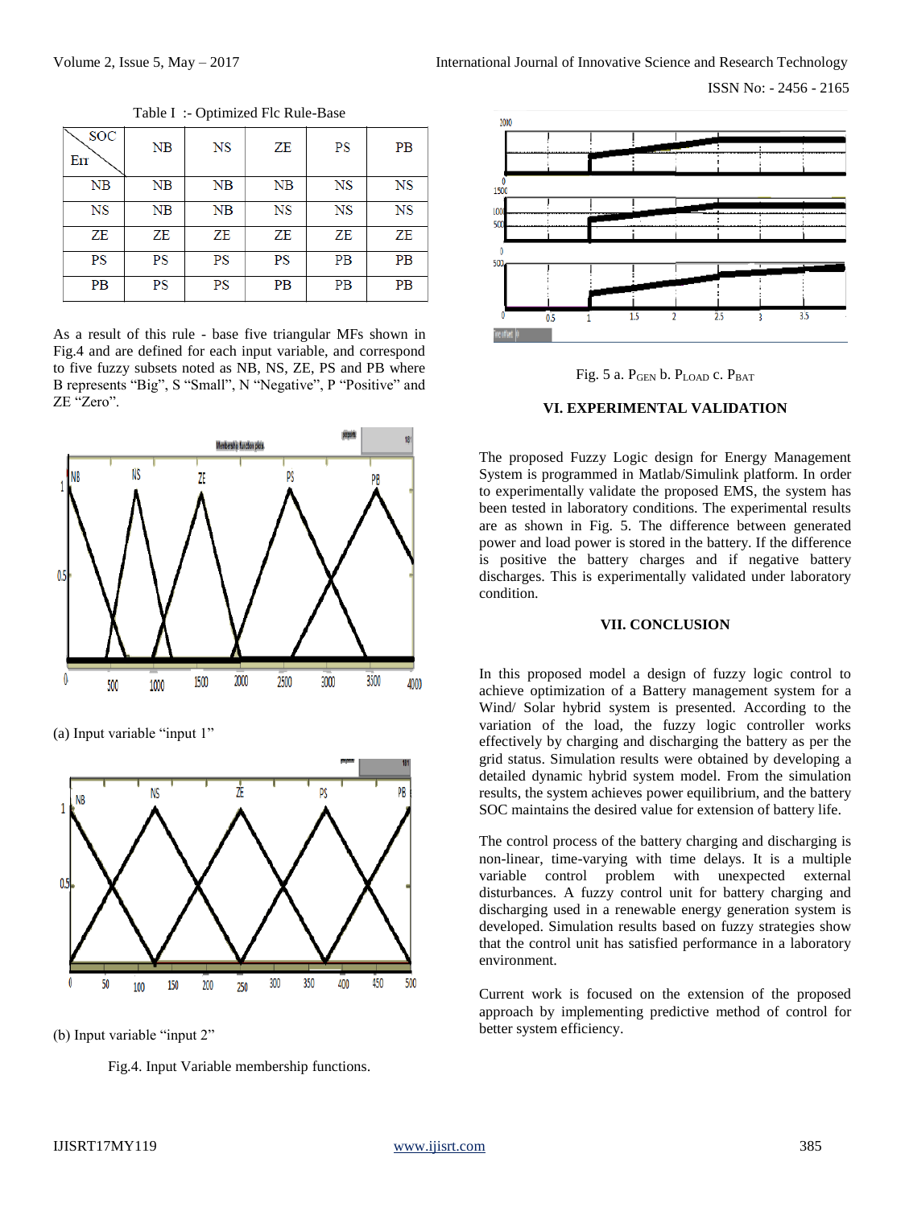Table I :- Optimized Flc Rule-Base

| Err \ SOC | NB | NS | ZE | PS | PB |
|---|---|---|---|---|---|
| NB | NB | NB | NB | NS | NS |
| NS | NB | NB | NS | NS | NS |
| ZE | ZE | ZE | ZE | ZE | ZE |
| PS | PS | PS | PS | PB | PB |
| PB | PS | PS | PB | PB | PB |

As a result of this rule - base five triangular MFs shown in Fig.4 and are defined for each input variable, and correspond to five fuzzy subsets noted as NB, NS, ZE, PS and PB where B represents "Big", S "Small", N "Negative", P "Positive" and ZE "Zero".

(a) Input variable "input 1"

(b) Input variable "input 2"

Fig.4. Input Variable membership functions.

Fig. 5 a. $P_{GEN}$ b. $P_{LOAD}$ c. $P_{BAT}$

## VI. EXPERIMENTAL VALIDATION

The proposed Fuzzy Logic design for Energy Management System is programmed in Matlab/Simulink platform. In order to experimentally validate the proposed EMS, the system has been tested in laboratory conditions. The experimental results are as shown in Fig. 5. The difference between generated power and load power is stored in the battery. If the difference is positive the battery charges and if negative battery discharges. This is experimentally validated under laboratory condition.

## VII. CONCLUSION

In this proposed model a design of fuzzy logic control to achieve optimization of a Battery management system for a Wind/ Solar hybrid system is presented. According to the variation of the load, the fuzzy logic controller works effectively by charging and discharging the battery as per the grid status. Simulation results were obtained by developing a detailed dynamic hybrid system model. From the simulation results, the system achieves power equilibrium, and the battery SOC maintains the desired value for extension of battery life.

The control process of the battery charging and discharging is non-linear, time-varying with time delays. It is a multiple variable control problem with unexpected external disturbances. A fuzzy control unit for battery charging and discharging used in a renewable energy generation system is developed. Simulation results based on fuzzy strategies show that the control unit has satisfied performance in a laboratory environment.

Current work is focused on the extension of the proposed approach by implementing predictive method of control for better system efficiency.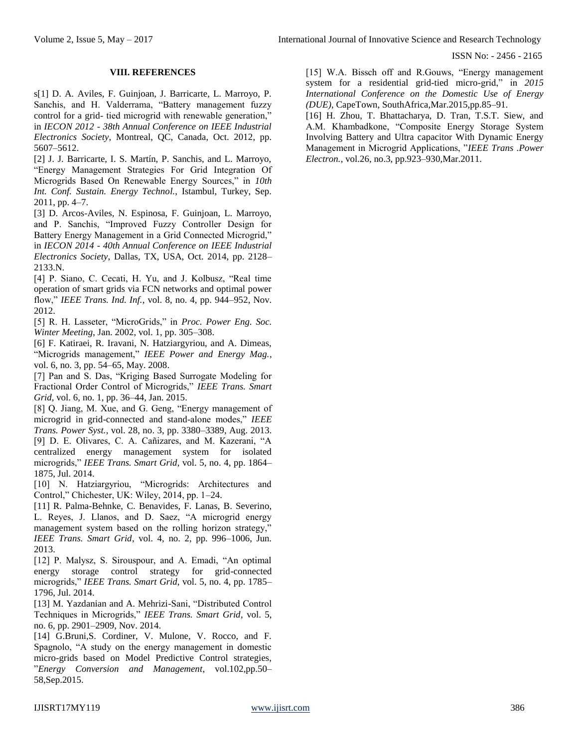### VIII. REFERENCES

s[1] D. A. Aviles, F. Guinjoan, J. Barricarte, L. Marroyo, P. Sanchis, and H. Valderrama, "Battery management fuzzy control for a grid- tied microgrid with renewable generation," in *IECON 2012 - 38th Annual Conference on IEEE Industrial Electronics Society*, Montreal, QC, Canada, Oct. 2012, pp. 5607–5612.

[2] J. J. Barricarte, I. S. Martín, P. Sanchis, and L. Marroyo, "Energy Management Strategies For Grid Integration Of Microgrids Based On Renewable Energy Sources," in *10th Int. Conf. Sustain. Energy Technol.*, Istambul, Turkey, Sep. 2011, pp. 4–7.

[3] D. Arcos-Aviles, N. Espinosa, F. Guinjoan, L. Marroyo, and P. Sanchis, "Improved Fuzzy Controller Design for Battery Energy Management in a Grid Connected Microgrid," in *IECON 2014 - 40th Annual Conference on IEEE Industrial Electronics Society*, Dallas, TX, USA, Oct. 2014, pp. 2128–2133.N.

[4] P. Siano, C. Cecati, H. Yu, and J. Kolbusz, "Real time operation of smart grids via FCN networks and optimal power flow," *IEEE Trans. Ind. Inf.*, vol. 8, no. 4, pp. 944–952, Nov. 2012.

[5] R. H. Lasseter, "MicroGrids," in *Proc. Power Eng. Soc. Winter Meeting*, Jan. 2002, vol. 1, pp. 305–308.

[6] F. Katiraei, R. Iravani, N. Hatziargyriou, and A. Dimeas, "Microgrids management," *IEEE Power and Energy Mag.*, vol. 6, no. 3, pp. 54–65, May. 2008.

[7] Pan and S. Das, "Kriging Based Surrogate Modeling for Fractional Order Control of Microgrids," *IEEE Trans. Smart Grid*, vol. 6, no. 1, pp. 36–44, Jan. 2015.

[8] Q. Jiang, M. Xue, and G. Geng, "Energy management of microgrid in grid-connected and stand-alone modes," *IEEE Trans. Power Syst.*, vol. 28, no. 3, pp. 3380–3389, Aug. 2013.

[9] D. E. Olivares, C. A. Cañizares, and M. Kazerani, "A centralized energy management system for isolated microgrids," *IEEE Trans. Smart Grid*, vol. 5, no. 4, pp. 1864–1875, Jul. 2014.

[10] N. Hatziargyriou, "Microgrids: Architectures and Control," Chichester, UK: Wiley, 2014, pp. 1–24.

[11] R. Palma-Behnke, C. Benavides, F. Lanas, B. Severino, L. Reyes, J. Llanos, and D. Saez, "A microgrid energy management system based on the rolling horizon strategy," *IEEE Trans. Smart Grid*, vol. 4, no. 2, pp. 996–1006, Jun. 2013.

[12] P. Malysz, S. Sirouspour, and A. Emadi, "An optimal energy storage control strategy for grid-connected microgrids," *IEEE Trans. Smart Grid*, vol. 5, no. 4, pp. 1785–1796, Jul. 2014.

[13] M. Yazdanian and A. Mehrizi-Sani, "Distributed Control Techniques in Microgrids," *IEEE Trans. Smart Grid*, vol. 5, no. 6, pp. 2901–2909, Nov. 2014.

[14] G.Bruni,S. Cordiner, V. Mulone, V. Rocco, and F. Spagnolo, "A study on the energy management in domestic micro-grids based on Model Predictive Control strategies, "*Energy Conversion and Management*, vol.102,pp.50–58,Sep.2015.

[15] W.A. Bissch off and R.Gouws, "Energy management system for a residential grid-tied micro-grid," in *2015 International Conference on the Domestic Use of Energy (DUE)*, CapeTown, SouthAfrica,Mar.2015,pp.85–91.

[16] H. Zhou, T. Bhattacharya, D. Tran, T.S.T. Siew, and A.M. Khambadkone, "Composite Energy Storage System Involving Battery and Ultra capacitor With Dynamic Energy Management in Microgrid Applications, "*IEEE Trans .Power Electron.*, vol.26, no.3, pp.923–930,Mar.2011.